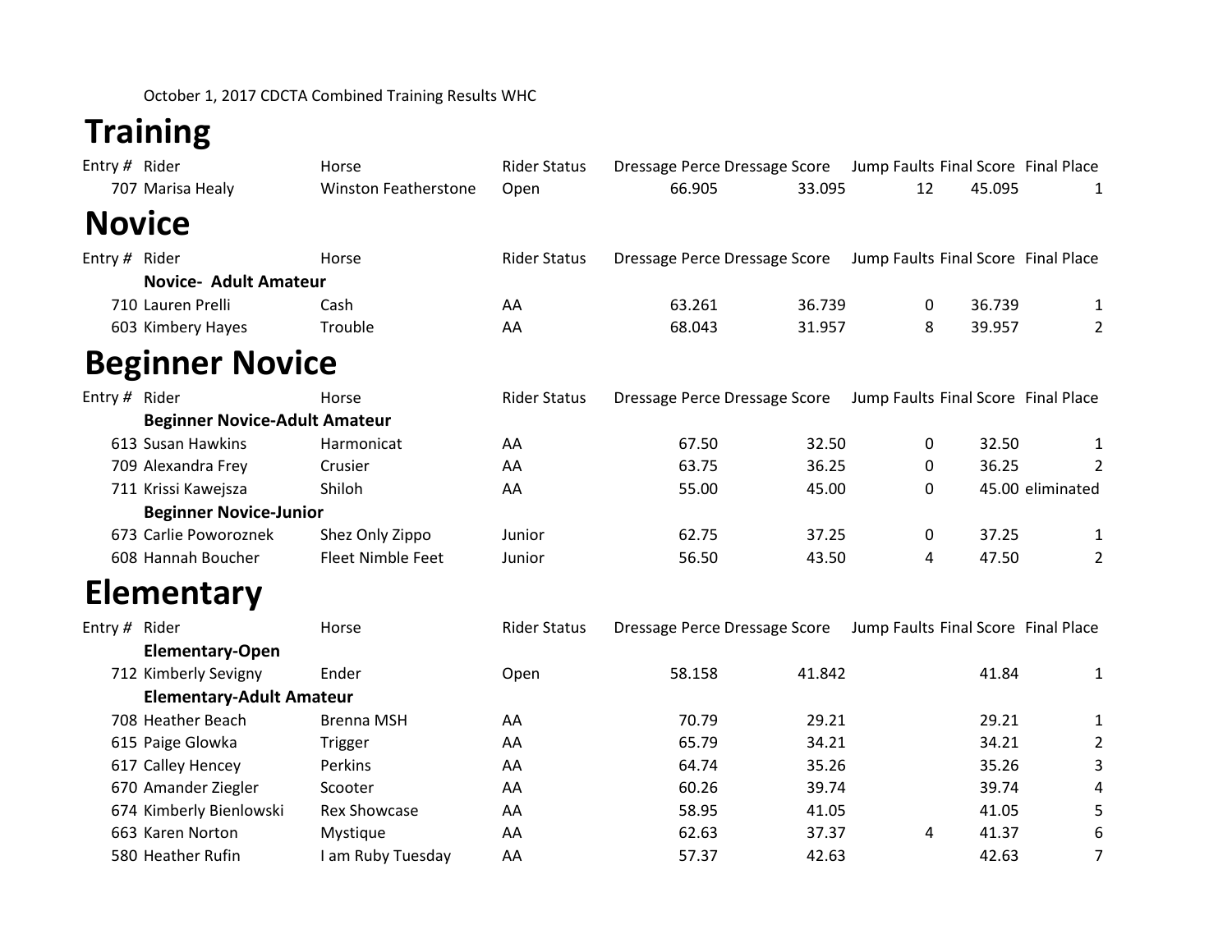October 1, 2017 CDCTA Combined Training Results WHC

# Training

| Entry # | Rider | Horse | Rider Status | Dressage Perce | Dressage Score | Jump Faults | Final Score | Final Place |
|---|---|---|---|---|---|---|---|---|
| 707 | Marisa Healy | Winston Featherstone | Open | 66.905 | 33.095 | 12 | 45.095 | 1 |

# Novice

| Entry # | Rider | Horse | Rider Status | Dressage Perce | Dressage Score | Jump Faults | Final Score | Final Place |
|---|---|---|---|---|---|---|---|---|
| | **Novice- Adult Amateur** | | | | | | | |
| 710 | Lauren Prelli | Cash | AA | 63.261 | 36.739 | 0 | 36.739 | 1 |
| 603 | Kimbery Hayes | Trouble | AA | 68.043 | 31.957 | 8 | 39.957 | 2 |

# Beginner Novice

| Entry # | Rider | Horse | Rider Status | Dressage Perce | Dressage Score | Jump Faults | Final Score | Final Place |
|---|---|---|---|---|---|---|---|---|
| | **Beginner Novice-Adult Amateur** | | | | | | | |
| 613 | Susan Hawkins | Harmonicat | AA | 67.50 | 32.50 | 0 | 32.50 | 1 |
| 709 | Alexandra Frey | Crusier | AA | 63.75 | 36.25 | 0 | 36.25 | 2 |
| 711 | Krissi Kawejsza | Shiloh | AA | 55.00 | 45.00 | 0 | 45.00 | eliminated |
| | **Beginner Novice-Junior** | | | | | | | |
| 673 | Carlie Poworoznek | Shez Only Zippo | Junior | 62.75 | 37.25 | 0 | 37.25 | 1 |
| 608 | Hannah Boucher | Fleet Nimble Feet | Junior | 56.50 | 43.50 | 4 | 47.50 | 2 |

# Elementary

| Entry # | Rider | Horse | Rider Status | Dressage Perce | Dressage Score | Jump Faults | Final Score | Final Place |
|---|---|---|---|---|---|---|---|---|
| | **Elementary-Open** | | | | | | | |
| 712 | Kimberly Sevigny | Ender | Open | 58.158 | 41.842 | | 41.84 | 1 |
| | **Elementary-Adult Amateur** | | | | | | | |
| 708 | Heather Beach | Brenna MSH | AA | 70.79 | 29.21 | | 29.21 | 1 |
| 615 | Paige Glowka | Trigger | AA | 65.79 | 34.21 | | 34.21 | 2 |
| 617 | Calley Hencey | Perkins | AA | 64.74 | 35.26 | | 35.26 | 3 |
| 670 | Amander Ziegler | Scooter | AA | 60.26 | 39.74 | | 39.74 | 4 |
| 674 | Kimberly Bienlowski | Rex Showcase | AA | 58.95 | 41.05 | | 41.05 | 5 |
| 663 | Karen Norton | Mystique | AA | 62.63 | 37.37 | 4 | 41.37 | 6 |
| 580 | Heather Rufin | I am Ruby Tuesday | AA | 57.37 | 42.63 | | 42.63 | 7 |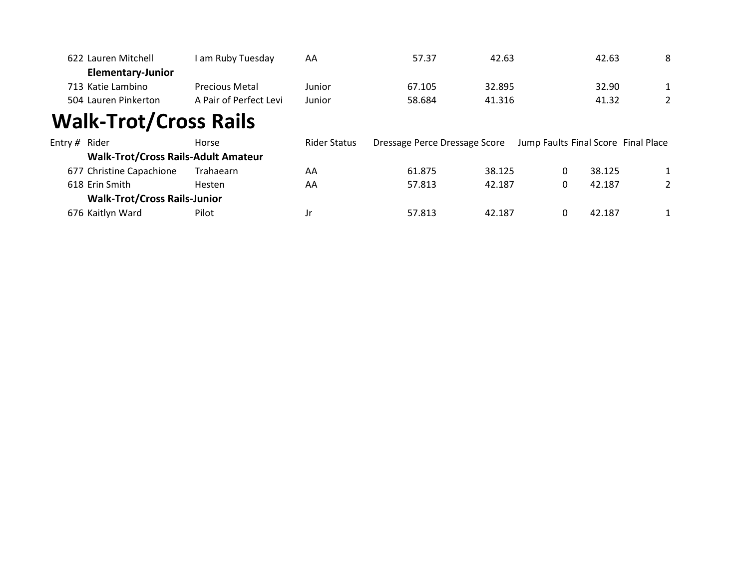| | | | | | | | | |
|---|---|---|---|---|---|---|---|---|
| 622 | Lauren Mitchell | I am Ruby Tuesday | AA | 57.37 | 42.63 | | 42.63 | 8 |
| | **Elementary-Junior** | | | | | | | |
| 713 | Katie Lambino | Precious Metal | Junior | 67.105 | 32.895 | | 32.90 | 1 |
| 504 | Lauren Pinkerton | A Pair of Perfect Levi | Junior | 58.684 | 41.316 | | 41.32 | 2 |

# Walk-Trot/Cross Rails

| Entry # | Rider | Horse | Rider Status | Dressage Perce | Dressage Score | Jump Faults | Final Score | Final Place |
|---|---|---|---|---|---|---|---|---|
| | **Walk-Trot/Cross Rails-Adult Amateur** | | | | | | | |
| 677 | Christine Capachione | Trahaearn | AA | 61.875 | 38.125 | 0 | 38.125 | 1 |
| 618 | Erin Smith | Hesten | AA | 57.813 | 42.187 | 0 | 42.187 | 2 |
| | **Walk-Trot/Cross Rails-Junior** | | | | | | | |
| 676 | Kaitlyn Ward | Pilot | Jr | 57.813 | 42.187 | 0 | 42.187 | 1 |